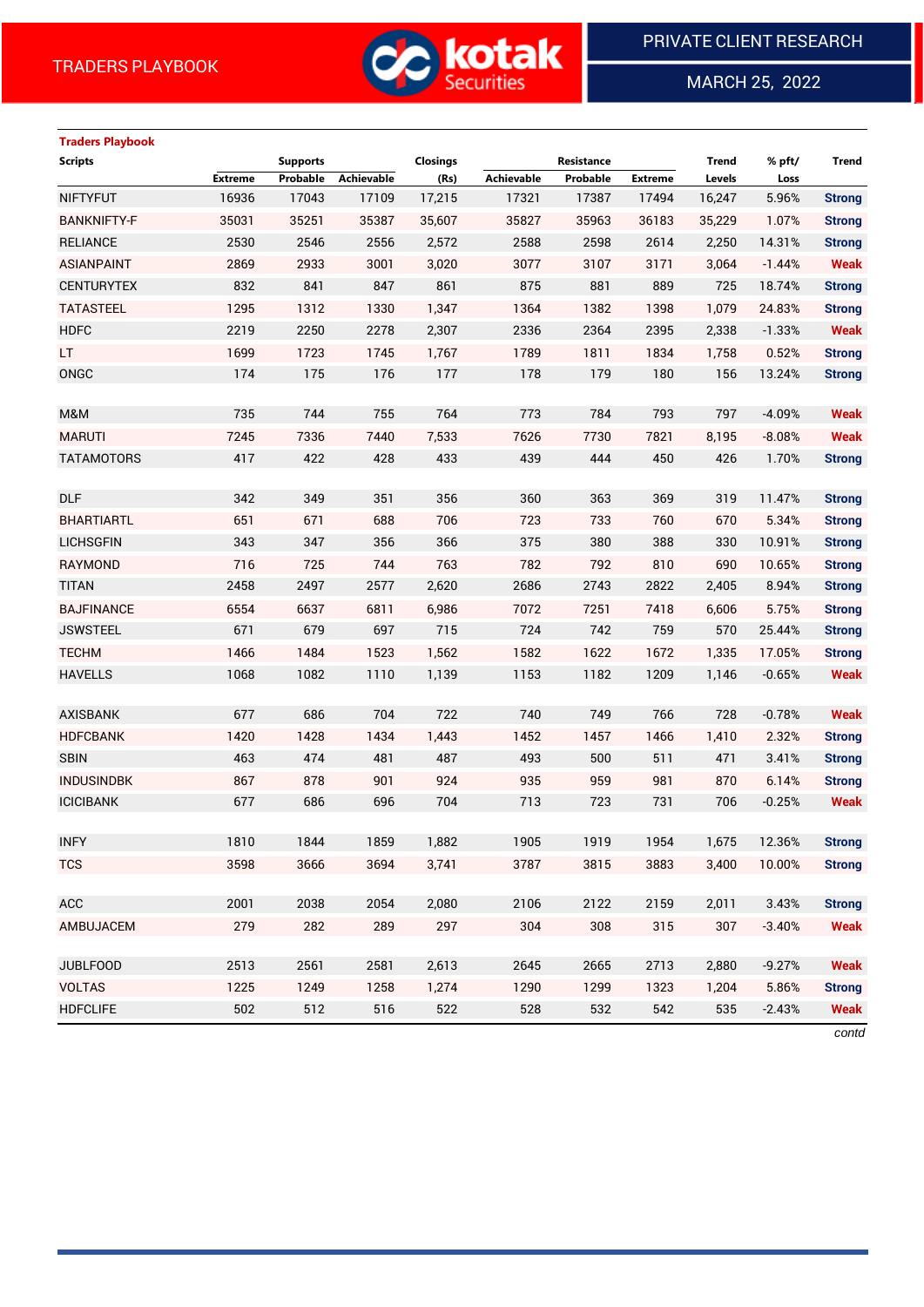TRADERS PLAYBOOK

PRIVATE CLIENT RESEARCH

MARCH 25, 2022

**Traders Playbook**

| Scripts | Supports | | | Closings | Resistance | | | Trend | % pft/ | Trend |
|---|---|---|---|---|---|---|---|---|---|---|
| | Extreme | Probable | Achievable | (Rs) | Achievable | Probable | Extreme | Levels | Loss | |
| NIFTYFUT | 16936 | 17043 | 17109 | 17,215 | 17321 | 17387 | 17494 | 16,247 | 5.96% | Strong |
| BANKNIFTY-F | 35031 | 35251 | 35387 | 35,607 | 35827 | 35963 | 36183 | 35,229 | 1.07% | Strong |
| RELIANCE | 2530 | 2546 | 2556 | 2,572 | 2588 | 2598 | 2614 | 2,250 | 14.31% | Strong |
| ASIANPAINT | 2869 | 2933 | 3001 | 3,020 | 3077 | 3107 | 3171 | 3,064 | -1.44% | Weak |
| CENTURYTEX | 832 | 841 | 847 | 861 | 875 | 881 | 889 | 725 | 18.74% | Strong |
| TATASTEEL | 1295 | 1312 | 1330 | 1,347 | 1364 | 1382 | 1398 | 1,079 | 24.83% | Strong |
| HDFC | 2219 | 2250 | 2278 | 2,307 | 2336 | 2364 | 2395 | 2,338 | -1.33% | Weak |
| LT | 1699 | 1723 | 1745 | 1,767 | 1789 | 1811 | 1834 | 1,758 | 0.52% | Strong |
| ONGC | 174 | 175 | 176 | 177 | 178 | 179 | 180 | 156 | 13.24% | Strong |
| | | | | | | | | | | |
| M&M | 735 | 744 | 755 | 764 | 773 | 784 | 793 | 797 | -4.09% | Weak |
| MARUTI | 7245 | 7336 | 7440 | 7,533 | 7626 | 7730 | 7821 | 8,195 | -8.08% | Weak |
| TATAMOTORS | 417 | 422 | 428 | 433 | 439 | 444 | 450 | 426 | 1.70% | Strong |
| | | | | | | | | | | |
| DLF | 342 | 349 | 351 | 356 | 360 | 363 | 369 | 319 | 11.47% | Strong |
| BHARTIARTL | 651 | 671 | 688 | 706 | 723 | 733 | 760 | 670 | 5.34% | Strong |
| LICHSGFIN | 343 | 347 | 356 | 366 | 375 | 380 | 388 | 330 | 10.91% | Strong |
| RAYMOND | 716 | 725 | 744 | 763 | 782 | 792 | 810 | 690 | 10.65% | Strong |
| TITAN | 2458 | 2497 | 2577 | 2,620 | 2686 | 2743 | 2822 | 2,405 | 8.94% | Strong |
| BAJFINANCE | 6554 | 6637 | 6811 | 6,986 | 7072 | 7251 | 7418 | 6,606 | 5.75% | Strong |
| JSWSTEEL | 671 | 679 | 697 | 715 | 724 | 742 | 759 | 570 | 25.44% | Strong |
| TECHM | 1466 | 1484 | 1523 | 1,562 | 1582 | 1622 | 1672 | 1,335 | 17.05% | Strong |
| HAVELLS | 1068 | 1082 | 1110 | 1,139 | 1153 | 1182 | 1209 | 1,146 | -0.65% | Weak |
| | | | | | | | | | | |
| AXISBANK | 677 | 686 | 704 | 722 | 740 | 749 | 766 | 728 | -0.78% | Weak |
| HDFCBANK | 1420 | 1428 | 1434 | 1,443 | 1452 | 1457 | 1466 | 1,410 | 2.32% | Strong |
| SBIN | 463 | 474 | 481 | 487 | 493 | 500 | 511 | 471 | 3.41% | Strong |
| INDUSINDBK | 867 | 878 | 901 | 924 | 935 | 959 | 981 | 870 | 6.14% | Strong |
| ICICIBANK | 677 | 686 | 696 | 704 | 713 | 723 | 731 | 706 | -0.25% | Weak |
| | | | | | | | | | | |
| INFY | 1810 | 1844 | 1859 | 1,882 | 1905 | 1919 | 1954 | 1,675 | 12.36% | Strong |
| TCS | 3598 | 3666 | 3694 | 3,741 | 3787 | 3815 | 3883 | 3,400 | 10.00% | Strong |
| | | | | | | | | | | |
| ACC | 2001 | 2038 | 2054 | 2,080 | 2106 | 2122 | 2159 | 2,011 | 3.43% | Strong |
| AMBUJACEM | 279 | 282 | 289 | 297 | 304 | 308 | 315 | 307 | -3.40% | Weak |
| | | | | | | | | | | |
| JUBLFOOD | 2513 | 2561 | 2581 | 2,613 | 2645 | 2665 | 2713 | 2,880 | -9.27% | Weak |
| VOLTAS | 1225 | 1249 | 1258 | 1,274 | 1290 | 1299 | 1323 | 1,204 | 5.86% | Strong |
| HDFCLIFE | 502 | 512 | 516 | 522 | 528 | 532 | 542 | 535 | -2.43% | Weak |

*contd*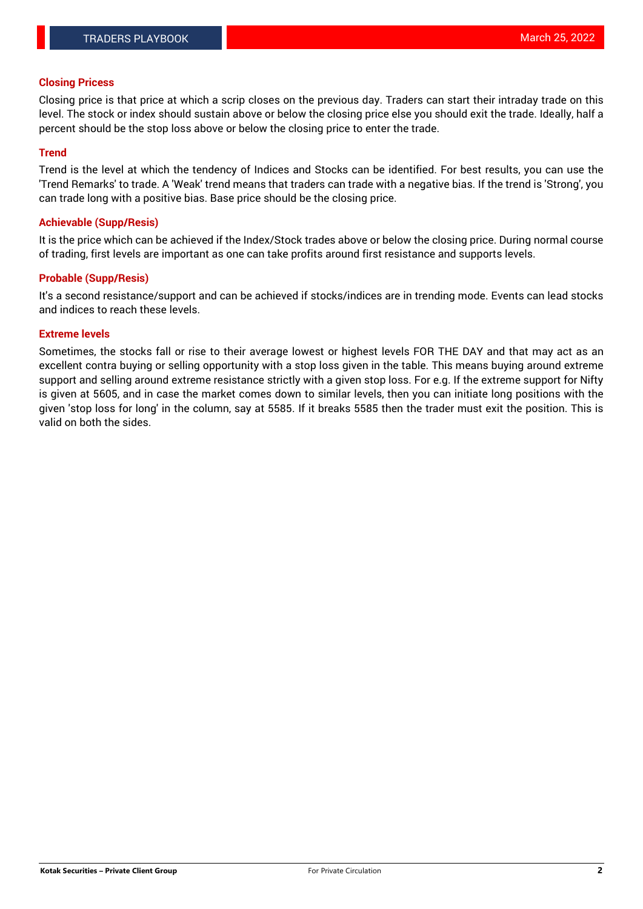## Closing Pricess

Closing price is that price at which a scrip closes on the previous day. Traders can start their intraday trade on this level. The stock or index should sustain above or below the closing price else you should exit the trade. Ideally, half a percent should be the stop loss above or below the closing price to enter the trade.

## Trend

Trend is the level at which the tendency of Indices and Stocks can be identified. For best results, you can use the 'Trend Remarks' to trade. A 'Weak' trend means that traders can trade with a negative bias. If the trend is 'Strong', you can trade long with a positive bias. Base price should be the closing price.

## Achievable (Supp/Resis)

It is the price which can be achieved if the Index/Stock trades above or below the closing price. During normal course of trading, first levels are important as one can take profits around first resistance and supports levels.

## Probable (Supp/Resis)

It's a second resistance/support and can be achieved if stocks/indices are in trending mode. Events can lead stocks and indices to reach these levels.

## Extreme levels

Sometimes, the stocks fall or rise to their average lowest or highest levels FOR THE DAY and that may act as an excellent contra buying or selling opportunity with a stop loss given in the table. This means buying around extreme support and selling around extreme resistance strictly with a given stop loss. For e.g. If the extreme support for Nifty is given at 5605, and in case the market comes down to similar levels, then you can initiate long positions with the given 'stop loss for long' in the column, say at 5585. If it breaks 5585 then the trader must exit the position. This is valid on both the sides.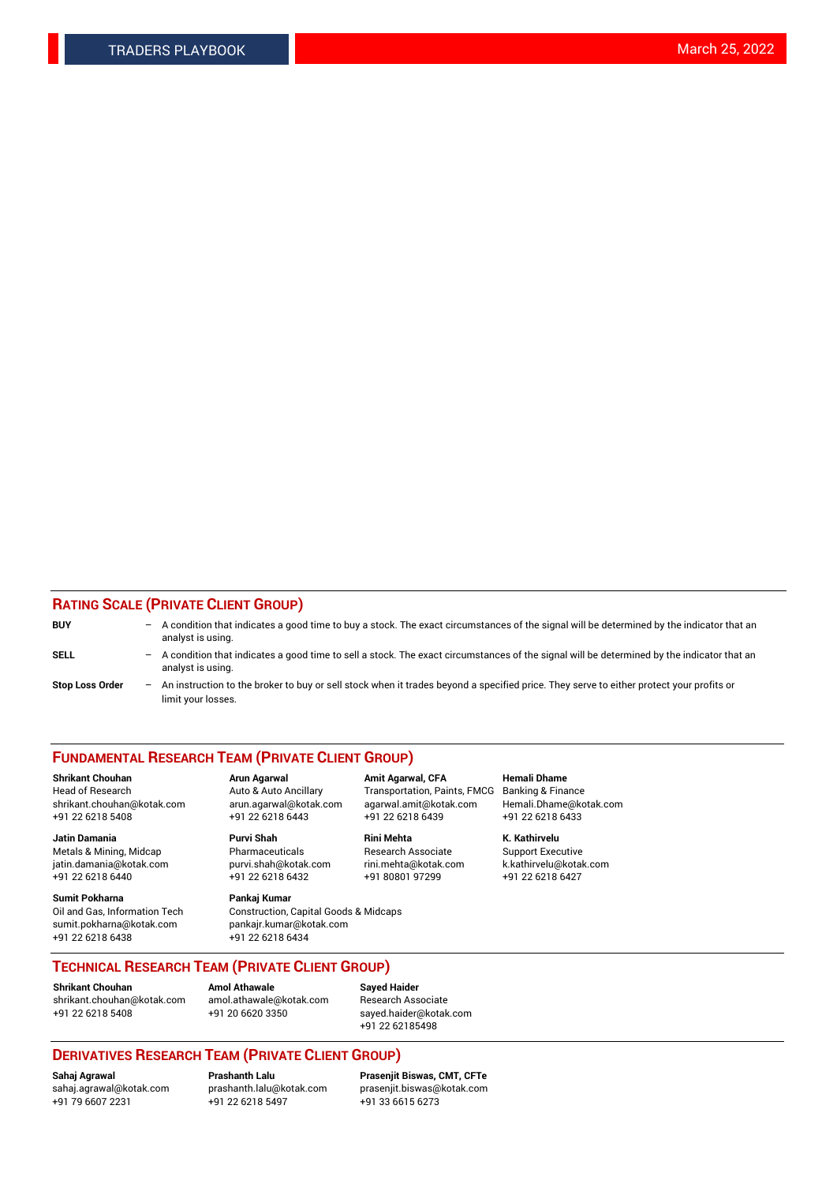## RATING SCALE (PRIVATE CLIENT GROUP)

**BUY** – A condition that indicates a good time to buy a stock. The exact circumstances of the signal will be determined by the indicator that an analyst is using.

**SELL** – A condition that indicates a good time to sell a stock. The exact circumstances of the signal will be determined by the indicator that an analyst is using.

**Stop Loss Order** – An instruction to the broker to buy or sell stock when it trades beyond a specified price. They serve to either protect your profits or limit your losses.

## FUNDAMENTAL RESEARCH TEAM (PRIVATE CLIENT GROUP)

**Shrikant Chouhan**
Head of Research
shrikant.chouhan@kotak.com
+91 22 6218 5408

**Arun Agarwal**
Auto & Auto Ancillary
arun.agarwal@kotak.com
+91 22 6218 6443

**Amit Agarwal, CFA**
Transportation, Paints, FMCG
agarwal.amit@kotak.com
+91 22 6218 6439

**Hemali Dhame**
Banking & Finance
Hemali.Dhame@kotak.com
+91 22 6218 6433

**Jatin Damania**
Metals & Mining, Midcap
jatin.damania@kotak.com
+91 22 6218 6440

**Purvi Shah**
Pharmaceuticals
purvi.shah@kotak.com
+91 22 6218 6432

**Rini Mehta**
Research Associate
rini.mehta@kotak.com
+91 80801 97299

**K. Kathirvelu**
Support Executive
k.kathirvelu@kotak.com
+91 22 6218 6427

**Sumit Pokharna**
Oil and Gas, Information Tech
sumit.pokharna@kotak.com
+91 22 6218 6438

**Pankaj Kumar**
Construction, Capital Goods & Midcaps
pankajr.kumar@kotak.com
+91 22 6218 6434

## TECHNICAL RESEARCH TEAM (PRIVATE CLIENT GROUP)

**Shrikant Chouhan**
shrikant.chouhan@kotak.com
+91 22 6218 5408

**Amol Athawale**
amol.athawale@kotak.com
+91 20 6620 3350

**Sayed Haider**
Research Associate
sayed.haider@kotak.com
+91 22 62185498

## DERIVATIVES RESEARCH TEAM (PRIVATE CLIENT GROUP)

**Sahaj Agrawal**
sahaj.agrawal@kotak.com
+91 79 6607 2231

**Prashanth Lalu**
prashanth.lalu@kotak.com
+91 22 6218 5497

**Prasenjit Biswas, CMT, CFTe**
prasenjit.biswas@kotak.com
+91 33 6615 6273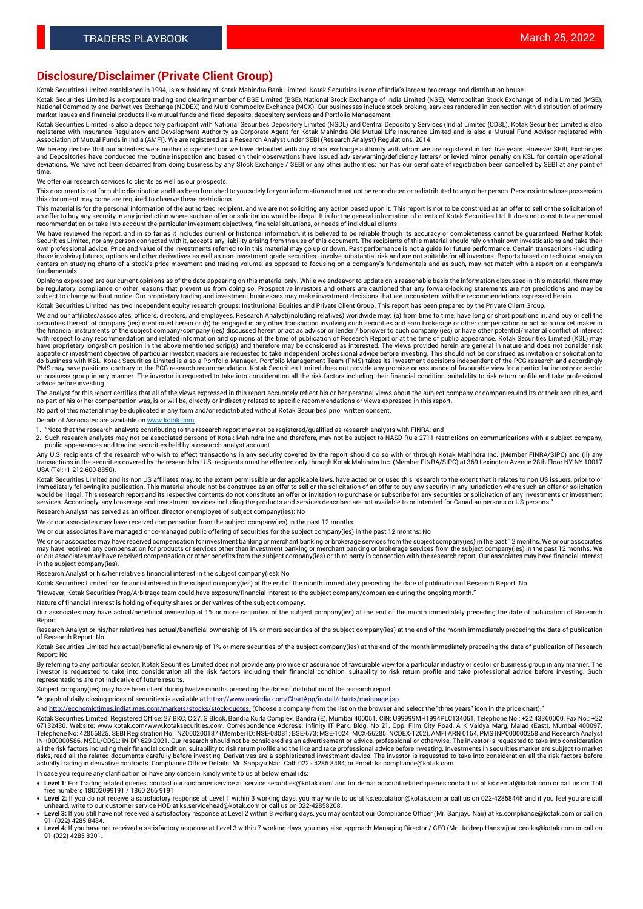# Disclosure/Disclaimer (Private Client Group)

Kotak Securities Limited established in 1994, is a subsidiary of Kotak Mahindra Bank Limited. Kotak Securities is one of India's largest brokerage and distribution house.

Kotak Securities Limited is a corporate trading and clearing member of BSE Limited (BSE), National Stock Exchange of India Limited (NSE), Metropolitan Stock Exchange of India Limited (MSE), National Commodity and Derivatives Exchange (NCDEX) and Multi Commodity Exchange (MCX). Our businesses include stock broking, services rendered in connection with distribution of primary market issues and financial products like mutual funds and fixed deposits, depository services and Portfolio Management.

Kotak Securities Limited is also a depository participant with National Securities Depository Limited (NSDL) and Central Depository Services (India) Limited (CDSL). Kotak Securities Limited is also registered with Insurance Regulatory and Development Authority as Corporate Agent for Kotak Mahindra Old Mutual Life Insurance Limited and is also a Mutual Fund Advisor registered with Association of Mutual Funds in India (AMFI). We are registered as a Research Analyst under SEBI (Research Analyst) Regulations, 2014.

We hereby declare that our activities were neither suspended nor we have defaulted with any stock exchange authority with whom we are registered in last five years. However SEBI, Exchanges and Depositories have conducted the routine inspection and based on their observations have issued advise/warning/deficiency letters/ or levied minor penalty on KSL for certain operational deviations. We have not been debarred from doing business by any Stock Exchange / SEBI or any other authorities; nor has our certificate of registration been cancelled by SEBI at any point of time.

We offer our research services to clients as well as our prospects.

This document is not for public distribution and has been furnished to you solely for your information and must not be reproduced or redistributed to any other person. Persons into whose possession this document may come are required to observe these restrictions.

This material is for the personal information of the authorized recipient, and we are not soliciting any action based upon it. This report is not to be construed as an offer to sell or the solicitation of an offer to buy any security in any jurisdiction where such an offer or solicitation would be illegal. It is for the general information of clients of Kotak Securities Ltd. It does not constitute a personal recommendation or take into account the particular investment objectives, financial situations, or needs of individual clients.

We have reviewed the report, and in so far as it includes current or historical information, it is believed to be reliable though its accuracy or completeness cannot be guaranteed. Neither Kotak Securities Limited, nor any person connected with it, accepts any liability arising from the use of this document. The recipients of this material should rely on their own investigations and take their own professional advice. Price and value of the investments referred to in this material may go up or down. Past performance is not a guide for future performance. Certain transactions -including those involving futures, options and other derivatives as well as non-investment grade securities - involve substantial risk and are not suitable for all investors. Reports based on technical analysis centers on studying charts of a stock's price movement and trading volume, as opposed to focusing on a company's fundamentals and as such, may not match with a report on a company's fundamentals.

Opinions expressed are our current opinions as of the date appearing on this material only. While we endeavor to update on a reasonable basis the information discussed in this material, there may be regulatory, compliance or other reasons that prevent us from doing so. Prospective investors and others are cautioned that any forward-looking statements are not predictions and may be subject to change without notice. Our proprietary trading and investment businesses may make investment decisions that are inconsistent with the recommendations expressed herein.

Kotak Securities Limited has two independent equity research groups: Institutional Equities and Private Client Group. This report has been prepared by the Private Client Group.

We and our affiliates/associates, officers, directors, and employees, Research Analyst(including relatives) worldwide may: (a) from time to time, have long or short positions in, and buy or sell the securities thereof, of company (ies) mentioned herein or (b) be engaged in any other transaction involving such securities and earn brokerage or other compensation or act as a market maker in the financial instruments of the subject company/company (ies) discussed herein or act as advisor or lender / borrower to such company (ies) or have other potential/material conflict of interest with respect to any recommendation and related information and opinions at the time of publication of Research Report or at the time of public appearance. Kotak Securities Limited (KSL) may have proprietary long/short position in the above mentioned scrip(s) and therefore may be considered as interested. The views provided herein are general in nature and does not consider risk appetite or investment objective of particular investor; readers are requested to take independent professional advice before investing. This should not be construed as invitation or solicitation to do business with KSL. Kotak Securities Limited is also a Portfolio Manager. Portfolio Management Team (PMS) takes its investment decisions independent of the PCG research and accordingly PMS may have positions contrary to the PCG research recommendation. Kotak Securities Limited does not provide any promise or assurance of favourable view for a particular industry or sector or business group in any manner. The investor is requested to take into consideration all the risk factors including their financial condition, suitability to risk return profile and take professional advice before investing.

The analyst for this report certifies that all of the views expressed in this report accurately reflect his or her personal views about the subject company or companies and its or their securities, and no part of his or her compensation was, is or will be, directly or indirectly related to specific recommendations or views expressed in this report.

No part of this material may be duplicated in any form and/or redistributed without Kotak Securities' prior written consent.

Details of Associates are available on www.kotak.com

1. "Note that the research analysts contributing to the research report may not be registered/qualified as research analysts with FINRA; and
2. Such research analysts may not be associated persons of Kotak Mahindra Inc and therefore, may not be subject to NASD Rule 2711 restrictions on communications with a subject company, public appearances and trading securities held by a research analyst account

Any U.S. recipients of the research who wish to effect transactions in any security covered by the report should do so with or through Kotak Mahindra Inc. (Member FINRA/SIPC) and (ii) any transactions in the securities covered by the research by U.S. recipients must be effected only through Kotak Mahindra Inc. (Member FINRA/SIPC) at 369 Lexington Avenue 28th Floor NY NY 10017 USA (Tel:+1 212-600-8850).

Kotak Securities Limited and its non US affiliates may, to the extent permissible under applicable laws, have acted on or used this research to the extent that it relates to non US issuers, prior to or immediately following its publication. This material should not be construed as an offer to sell or the solicitation of an offer to buy any security in any jurisdiction where such an offer or solicitation would be illegal. This research report and its respective contents do not constitute an offer or invitation to purchase or subscribe for any securities or solicitation of any investments or investment services. Accordingly, any brokerage and investment services including the products and services described are not available to or intended for Canadian persons or US persons."

Research Analyst has served as an officer, director or employee of subject company(ies): No

We or our associates may have received compensation from the subject company(ies) in the past 12 months.

We or our associates have managed or co-managed public offering of securities for the subject company(ies) in the past 12 months: No

We or our associates may have received compensation for investment banking or merchant banking or brokerage services from the subject company(ies) in the past 12 months. We or our associates may have received any compensation for products or services other than investment banking or merchant banking or brokerage services from the subject company(ies) in the past 12 months. We or our associates may have received compensation or other benefits from the subject company(ies) or third party in connection with the research report. Our associates may have financial interest in the subject company(ies).

Research Analyst or his/her relative's financial interest in the subject company(ies): No

Kotak Securities Limited has financial interest in the subject company(ies) at the end of the month immediately preceding the date of publication of Research Report: No

"However, Kotak Securities Prop/Arbitrage team could have exposure/financial interest to the subject company/companies during the ongoing month."

Nature of financial interest is holding of equity shares or derivatives of the subject company.

Our associates may have actual/beneficial ownership of 1% or more securities of the subject company(ies) at the end of the month immediately preceding the date of publication of Research Report.

Research Analyst or his/her relatives has actual/beneficial ownership of 1% or more securities of the subject company(ies) at the end of the month immediately preceding the date of publication of Research Report: No.

Kotak Securities Limited has actual/beneficial ownership of 1% or more securities of the subject company(ies) at the end of the month immediately preceding the date of publication of Research Report: No

By referring to any particular sector, Kotak Securities Limited does not provide any promise or assurance of favourable view for a particular industry or sector or business group in any manner. The investor is requested to take into consideration all the risk factors including their financial condition, suitability to risk return profile and take professional advice before investing. Such representations are not indicative of future results.

Subject company(ies) may have been client during twelve months preceding the date of distribution of the research report.

"A graph of daily closing prices of securities is available at https://www.nseindia.com/ChartApp/install/charts/mainpage.jsp

and http://economictimes.indiatimes.com/markets/stocks/stock-quotes. (Choose a company from the list on the browser and select the "three years" icon in the price chart)."

Kotak Securities Limited. Registered Office: 27 BKC, C 27, G Block, Bandra Kurla Complex, Bandra (E), Mumbai 400051. CIN: U99999MH1994PLC134051, Telephone No.: +22 43360000, Fax No.: +22 67132430. Website: www.kotak.com/www.kotaksecurities.com. Correspondence Address: Infinity IT Park, Bldg. No 21, Opp. Film City Road, A K Vaidya Marg, Malad (East), Mumbai 400097. Telephone No: 42856825. SEBI Registration No: INZ000200137 (Member ID: NSE-08081; BSE-673; MSE-1024; MCX-56285; NCDEX-1262), AMFI ARN 0164, PMS INP000000258 and Research Analyst INH000000586. NSDL/CDSL: IN-DP-629-2021. Our research should not be considered as an advertisement or advice, professional or otherwise. The investor is requested to take into consideration all the risk factors including their financial condition, suitability to risk return profile and the like and take professional advice before investing. Investments in securities market are subject to market risks, read all the related documents carefully before investing. Derivatives are a sophisticated investment device. The investor is requested to take into consideration all the risk factors before actually trading in derivative contracts. Compliance Officer Details: Mr. Sanjayu Nair. Call: 022 - 4285 8484, or Email: ks.compliance@kotak.com.

In case you require any clarification or have any concern, kindly write to us at below email ids:

- **Level 1**: For Trading related queries, contact our customer service at 'service.securities@kotak.com' and for demat account related queries contact us at ks.demat@kotak.com or call us on: Toll free numbers 18002099191 / 1860 266 9191
- **Level 2:** If you do not receive a satisfactory response at Level 1 within 3 working days, you may write to us at ks.escalation@kotak.com or call us on 022-42858445 and if you feel you are still unheard, write to our customer service HOD at ks.servicehead@kotak.com or call us on 022-42858208.
- **Level 3:** If you still have not received a satisfactory response at Level 2 within 3 working days, you may contact our Compliance Officer (Mr. Sanjayu Nair) at ks.compliance@kotak.com or call on 91- (022) 4285 8484.
- **Level 4:** If you have not received a satisfactory response at Level 3 within 7 working days, you may also approach Managing Director / CEO (Mr. Jaideep Hansraj) at ceo.ks@kotak.com or call on 91-(022) 4285 8301.